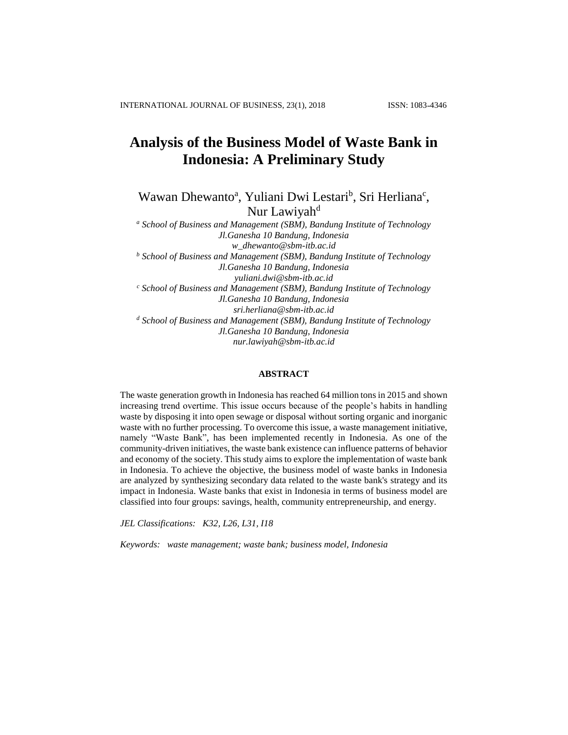# Analysis of the Business Model of Waste Bank in Indonesia: A Preliminary Study

Wawan Dhewanto[a], Yuliani Dwi Lestari[b], Sri Herliana[c], Nur Lawiyah[d]

[a] *School of Business and Management (SBM), Bandung Institute of Technology*
*Jl.Ganesha 10 Bandung, Indonesia*
*w_dhewanto@sbm-itb.ac.id*

[b] *School of Business and Management (SBM), Bandung Institute of Technology*
*Jl.Ganesha 10 Bandung, Indonesia*
*yuliani.dwi@sbm-itb.ac.id*

[c] *School of Business and Management (SBM), Bandung Institute of Technology*
*Jl.Ganesha 10 Bandung, Indonesia*
*sri.herliana@sbm-itb.ac.id*

[d] *School of Business and Management (SBM), Bandung Institute of Technology*
*Jl.Ganesha 10 Bandung, Indonesia*
*nur.lawiyah@sbm-itb.ac.id*

## ABSTRACT

The waste generation growth in Indonesia has reached 64 million tons in 2015 and shown increasing trend overtime. This issue occurs because of the people's habits in handling waste by disposing it into open sewage or disposal without sorting organic and inorganic waste with no further processing. To overcome this issue, a waste management initiative, namely "Waste Bank", has been implemented recently in Indonesia. As one of the community-driven initiatives, the waste bank existence can influence patterns of behavior and economy of the society. This study aims to explore the implementation of waste bank in Indonesia. To achieve the objective, the business model of waste banks in Indonesia are analyzed by synthesizing secondary data related to the waste bank's strategy and its impact in Indonesia. Waste banks that exist in Indonesia in terms of business model are classified into four groups: savings, health, community entrepreneurship, and energy.

*JEL Classifications: K32, L26, L31, I18*

*Keywords: waste management; waste bank; business model, Indonesia*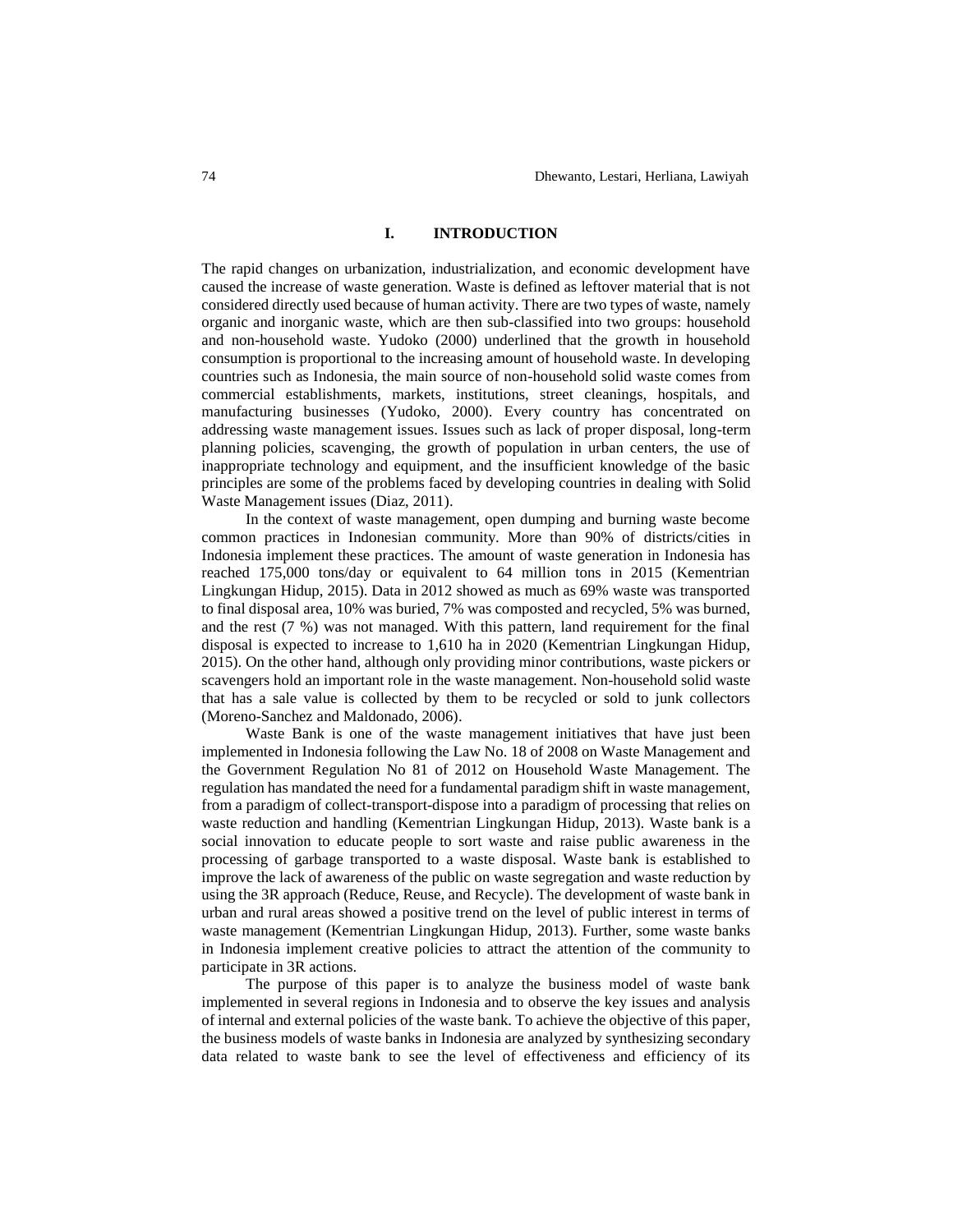# I. INTRODUCTION

The rapid changes on urbanization, industrialization, and economic development have caused the increase of waste generation. Waste is defined as leftover material that is not considered directly used because of human activity. There are two types of waste, namely organic and inorganic waste, which are then sub-classified into two groups: household and non-household waste. Yudoko (2000) underlined that the growth in household consumption is proportional to the increasing amount of household waste. In developing countries such as Indonesia, the main source of non-household solid waste comes from commercial establishments, markets, institutions, street cleanings, hospitals, and manufacturing businesses (Yudoko, 2000). Every country has concentrated on addressing waste management issues. Issues such as lack of proper disposal, long-term planning policies, scavenging, the growth of population in urban centers, the use of inappropriate technology and equipment, and the insufficient knowledge of the basic principles are some of the problems faced by developing countries in dealing with Solid Waste Management issues (Diaz, 2011).

In the context of waste management, open dumping and burning waste become common practices in Indonesian community. More than 90% of districts/cities in Indonesia implement these practices. The amount of waste generation in Indonesia has reached 175,000 tons/day or equivalent to 64 million tons in 2015 (Kementrian Lingkungan Hidup, 2015). Data in 2012 showed as much as 69% waste was transported to final disposal area, 10% was buried, 7% was composted and recycled, 5% was burned, and the rest (7 %) was not managed. With this pattern, land requirement for the final disposal is expected to increase to 1,610 ha in 2020 (Kementrian Lingkungan Hidup, 2015). On the other hand, although only providing minor contributions, waste pickers or scavengers hold an important role in the waste management. Non-household solid waste that has a sale value is collected by them to be recycled or sold to junk collectors (Moreno-Sanchez and Maldonado, 2006).

Waste Bank is one of the waste management initiatives that have just been implemented in Indonesia following the Law No. 18 of 2008 on Waste Management and the Government Regulation No 81 of 2012 on Household Waste Management. The regulation has mandated the need for a fundamental paradigm shift in waste management, from a paradigm of collect-transport-dispose into a paradigm of processing that relies on waste reduction and handling (Kementrian Lingkungan Hidup, 2013). Waste bank is a social innovation to educate people to sort waste and raise public awareness in the processing of garbage transported to a waste disposal. Waste bank is established to improve the lack of awareness of the public on waste segregation and waste reduction by using the 3R approach (Reduce, Reuse, and Recycle). The development of waste bank in urban and rural areas showed a positive trend on the level of public interest in terms of waste management (Kementrian Lingkungan Hidup, 2013). Further, some waste banks in Indonesia implement creative policies to attract the attention of the community to participate in 3R actions.

The purpose of this paper is to analyze the business model of waste bank implemented in several regions in Indonesia and to observe the key issues and analysis of internal and external policies of the waste bank. To achieve the objective of this paper, the business models of waste banks in Indonesia are analyzed by synthesizing secondary data related to waste bank to see the level of effectiveness and efficiency of its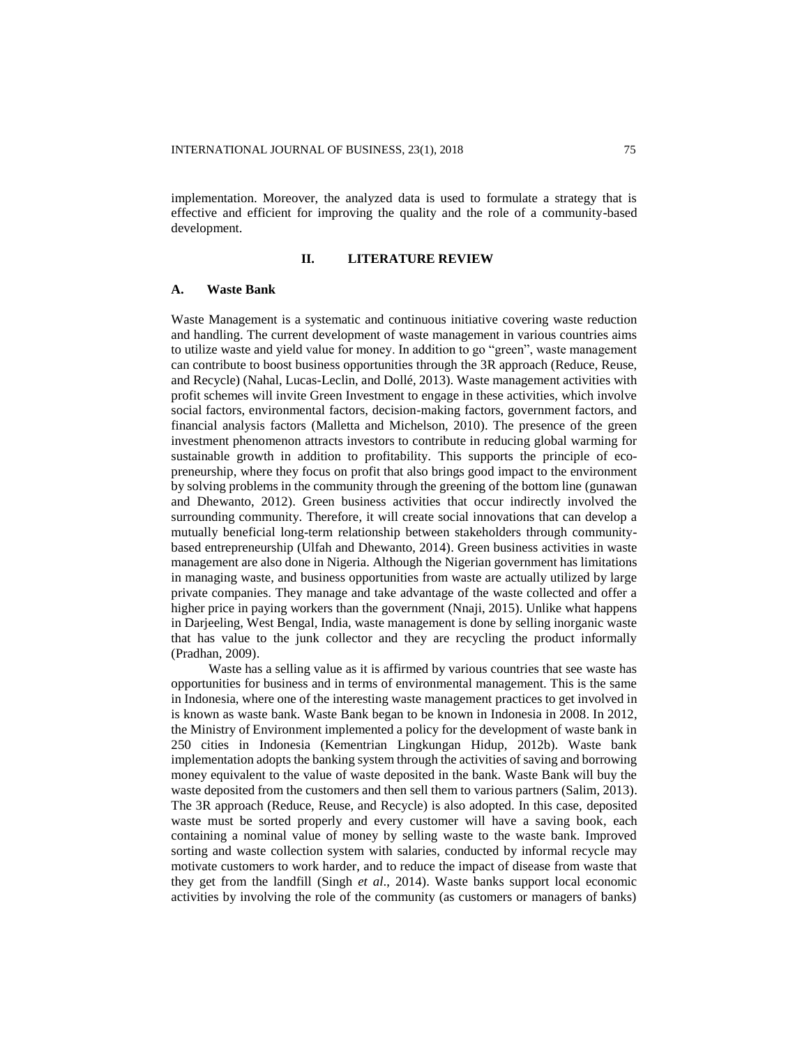implementation. Moreover, the analyzed data is used to formulate a strategy that is effective and efficient for improving the quality and the role of a community-based development.

## II. LITERATURE REVIEW

### A. Waste Bank

Waste Management is a systematic and continuous initiative covering waste reduction and handling. The current development of waste management in various countries aims to utilize waste and yield value for money. In addition to go "green", waste management can contribute to boost business opportunities through the 3R approach (Reduce, Reuse, and Recycle) (Nahal, Lucas-Leclin, and Dollé, 2013). Waste management activities with profit schemes will invite Green Investment to engage in these activities, which involve social factors, environmental factors, decision-making factors, government factors, and financial analysis factors (Malletta and Michelson, 2010). The presence of the green investment phenomenon attracts investors to contribute in reducing global warming for sustainable growth in addition to profitability. This supports the principle of eco-preneurship, where they focus on profit that also brings good impact to the environment by solving problems in the community through the greening of the bottom line (gunawan and Dhewanto, 2012). Green business activities that occur indirectly involved the surrounding community. Therefore, it will create social innovations that can develop a mutually beneficial long-term relationship between stakeholders through community-based entrepreneurship (Ulfah and Dhewanto, 2014). Green business activities in waste management are also done in Nigeria. Although the Nigerian government has limitations in managing waste, and business opportunities from waste are actually utilized by large private companies. They manage and take advantage of the waste collected and offer a higher price in paying workers than the government (Nnaji, 2015). Unlike what happens in Darjeeling, West Bengal, India, waste management is done by selling inorganic waste that has value to the junk collector and they are recycling the product informally (Pradhan, 2009).

Waste has a selling value as it is affirmed by various countries that see waste has opportunities for business and in terms of environmental management. This is the same in Indonesia, where one of the interesting waste management practices to get involved in is known as waste bank. Waste Bank began to be known in Indonesia in 2008. In 2012, the Ministry of Environment implemented a policy for the development of waste bank in 250 cities in Indonesia (Kementrian Lingkungan Hidup, 2012b). Waste bank implementation adopts the banking system through the activities of saving and borrowing money equivalent to the value of waste deposited in the bank. Waste Bank will buy the waste deposited from the customers and then sell them to various partners (Salim, 2013). The 3R approach (Reduce, Reuse, and Recycle) is also adopted. In this case, deposited waste must be sorted properly and every customer will have a saving book, each containing a nominal value of money by selling waste to the waste bank. Improved sorting and waste collection system with salaries, conducted by informal recycle may motivate customers to work harder, and to reduce the impact of disease from waste that they get from the landfill (Singh *et al*., 2014). Waste banks support local economic activities by involving the role of the community (as customers or managers of banks)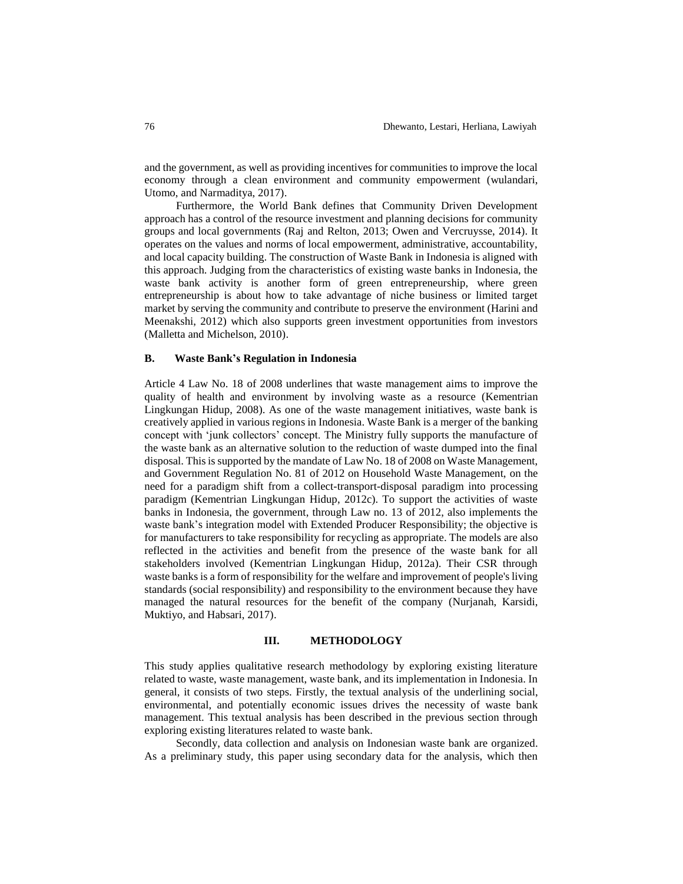and the government, as well as providing incentives for communities to improve the local economy through a clean environment and community empowerment (wulandari, Utomo, and Narmaditya, 2017).

Furthermore, the World Bank defines that Community Driven Development approach has a control of the resource investment and planning decisions for community groups and local governments (Raj and Relton, 2013; Owen and Vercruysse, 2014). It operates on the values and norms of local empowerment, administrative, accountability, and local capacity building. The construction of Waste Bank in Indonesia is aligned with this approach. Judging from the characteristics of existing waste banks in Indonesia, the waste bank activity is another form of green entrepreneurship, where green entrepreneurship is about how to take advantage of niche business or limited target market by serving the community and contribute to preserve the environment (Harini and Meenakshi, 2012) which also supports green investment opportunities from investors (Malletta and Michelson, 2010).

### B. Waste Bank's Regulation in Indonesia

Article 4 Law No. 18 of 2008 underlines that waste management aims to improve the quality of health and environment by involving waste as a resource (Kementrian Lingkungan Hidup, 2008). As one of the waste management initiatives, waste bank is creatively applied in various regions in Indonesia. Waste Bank is a merger of the banking concept with 'junk collectors' concept. The Ministry fully supports the manufacture of the waste bank as an alternative solution to the reduction of waste dumped into the final disposal. This is supported by the mandate of Law No. 18 of 2008 on Waste Management, and Government Regulation No. 81 of 2012 on Household Waste Management, on the need for a paradigm shift from a collect-transport-disposal paradigm into processing paradigm (Kementrian Lingkungan Hidup, 2012c). To support the activities of waste banks in Indonesia, the government, through Law no. 13 of 2012, also implements the waste bank's integration model with Extended Producer Responsibility; the objective is for manufacturers to take responsibility for recycling as appropriate. The models are also reflected in the activities and benefit from the presence of the waste bank for all stakeholders involved (Kementrian Lingkungan Hidup, 2012a). Their CSR through waste banks is a form of responsibility for the welfare and improvement of people's living standards (social responsibility) and responsibility to the environment because they have managed the natural resources for the benefit of the company (Nurjanah, Karsidi, Muktiyo, and Habsari, 2017).

## III. METHODOLOGY

This study applies qualitative research methodology by exploring existing literature related to waste, waste management, waste bank, and its implementation in Indonesia. In general, it consists of two steps. Firstly, the textual analysis of the underlining social, environmental, and potentially economic issues drives the necessity of waste bank management. This textual analysis has been described in the previous section through exploring existing literatures related to waste bank.

Secondly, data collection and analysis on Indonesian waste bank are organized. As a preliminary study, this paper using secondary data for the analysis, which then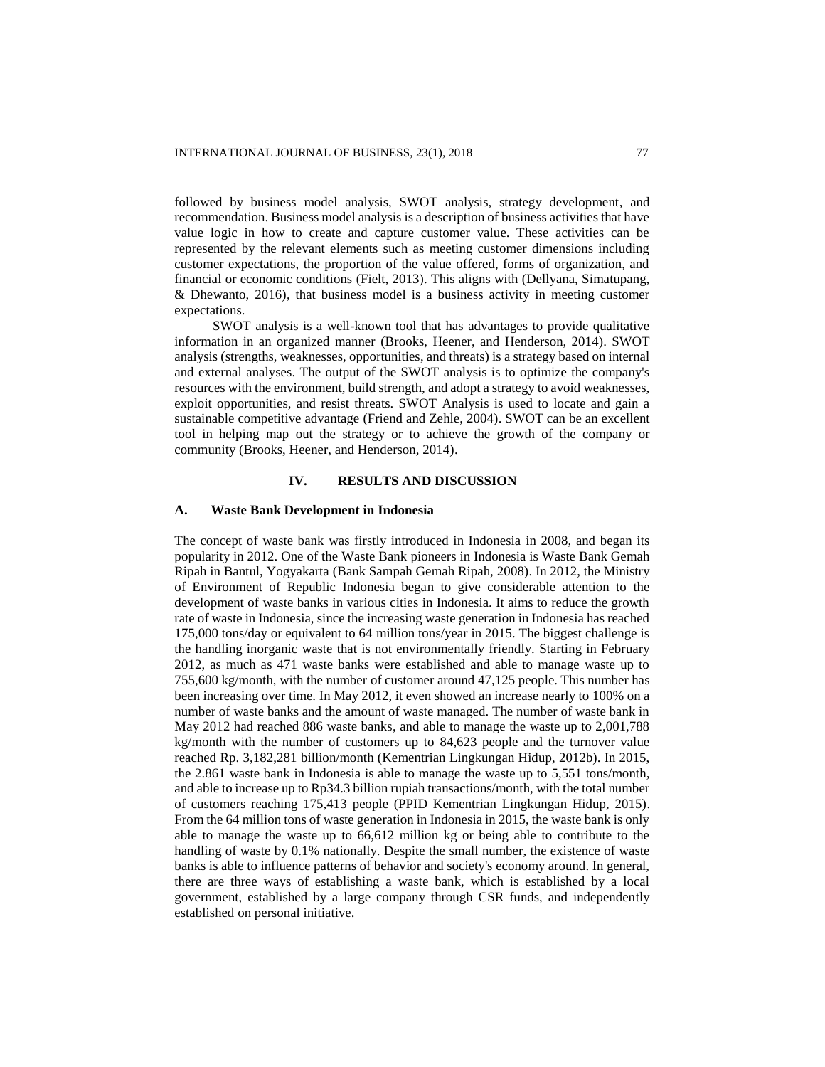followed by business model analysis, SWOT analysis, strategy development, and recommendation. Business model analysis is a description of business activities that have value logic in how to create and capture customer value. These activities can be represented by the relevant elements such as meeting customer dimensions including customer expectations, the proportion of the value offered, forms of organization, and financial or economic conditions (Fielt, 2013). This aligns with (Dellyana, Simatupang, & Dhewanto, 2016), that business model is a business activity in meeting customer expectations.

SWOT analysis is a well-known tool that has advantages to provide qualitative information in an organized manner (Brooks, Heener, and Henderson, 2014). SWOT analysis (strengths, weaknesses, opportunities, and threats) is a strategy based on internal and external analyses. The output of the SWOT analysis is to optimize the company's resources with the environment, build strength, and adopt a strategy to avoid weaknesses, exploit opportunities, and resist threats. SWOT Analysis is used to locate and gain a sustainable competitive advantage (Friend and Zehle, 2004). SWOT can be an excellent tool in helping map out the strategy or to achieve the growth of the company or community (Brooks, Heener, and Henderson, 2014).

## IV. RESULTS AND DISCUSSION

### A. Waste Bank Development in Indonesia

The concept of waste bank was firstly introduced in Indonesia in 2008, and began its popularity in 2012. One of the Waste Bank pioneers in Indonesia is Waste Bank Gemah Ripah in Bantul, Yogyakarta (Bank Sampah Gemah Ripah, 2008). In 2012, the Ministry of Environment of Republic Indonesia began to give considerable attention to the development of waste banks in various cities in Indonesia. It aims to reduce the growth rate of waste in Indonesia, since the increasing waste generation in Indonesia has reached 175,000 tons/day or equivalent to 64 million tons/year in 2015. The biggest challenge is the handling inorganic waste that is not environmentally friendly. Starting in February 2012, as much as 471 waste banks were established and able to manage waste up to 755,600 kg/month, with the number of customer around 47,125 people. This number has been increasing over time. In May 2012, it even showed an increase nearly to 100% on a number of waste banks and the amount of waste managed. The number of waste bank in May 2012 had reached 886 waste banks, and able to manage the waste up to 2,001,788 kg/month with the number of customers up to 84,623 people and the turnover value reached Rp. 3,182,281 billion/month (Kementrian Lingkungan Hidup, 2012b). In 2015, the 2.861 waste bank in Indonesia is able to manage the waste up to 5,551 tons/month, and able to increase up to Rp34.3 billion rupiah transactions/month, with the total number of customers reaching 175,413 people (PPID Kementrian Lingkungan Hidup, 2015). From the 64 million tons of waste generation in Indonesia in 2015, the waste bank is only able to manage the waste up to 66,612 million kg or being able to contribute to the handling of waste by 0.1% nationally. Despite the small number, the existence of waste banks is able to influence patterns of behavior and society's economy around. In general, there are three ways of establishing a waste bank, which is established by a local government, established by a large company through CSR funds, and independently established on personal initiative.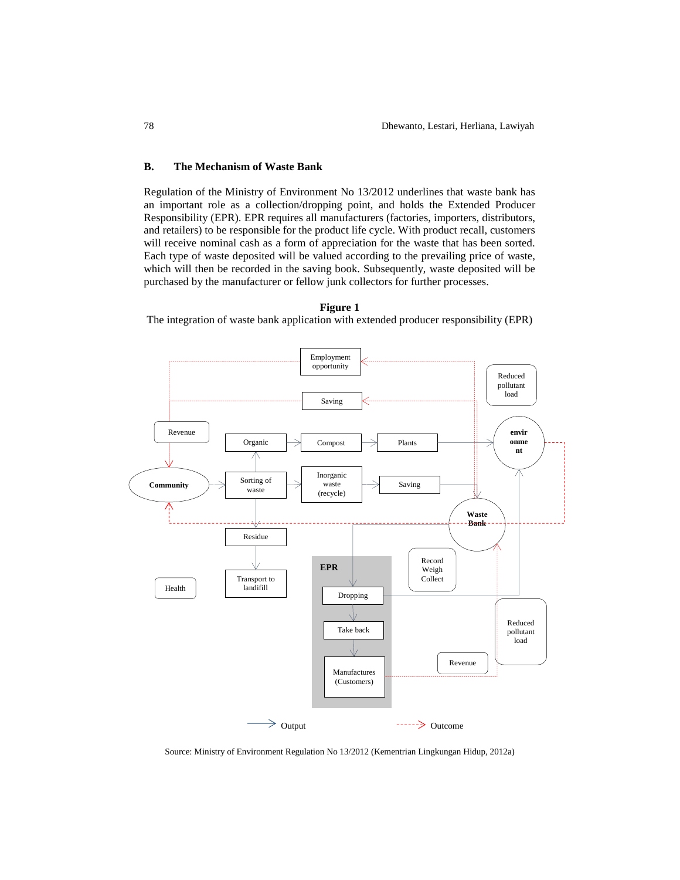## B. The Mechanism of Waste Bank

Regulation of the Ministry of Environment No 13/2012 underlines that waste bank has an important role as a collection/dropping point, and holds the Extended Producer Responsibility (EPR). EPR requires all manufacturers (factories, importers, distributors, and retailers) to be responsible for the product life cycle. With product recall, customers will receive nominal cash as a form of appreciation for the waste that has been sorted. Each type of waste deposited will be valued according to the prevailing price of waste, which will then be recorded in the saving book. Subsequently, waste deposited will be purchased by the manufacturer or fellow junk collectors for further processes.

**Figure 1**

The integration of waste bank application with extended producer responsibility (EPR)

Source: Ministry of Environment Regulation No 13/2012 (Kementrian Lingkungan Hidup, 2012a)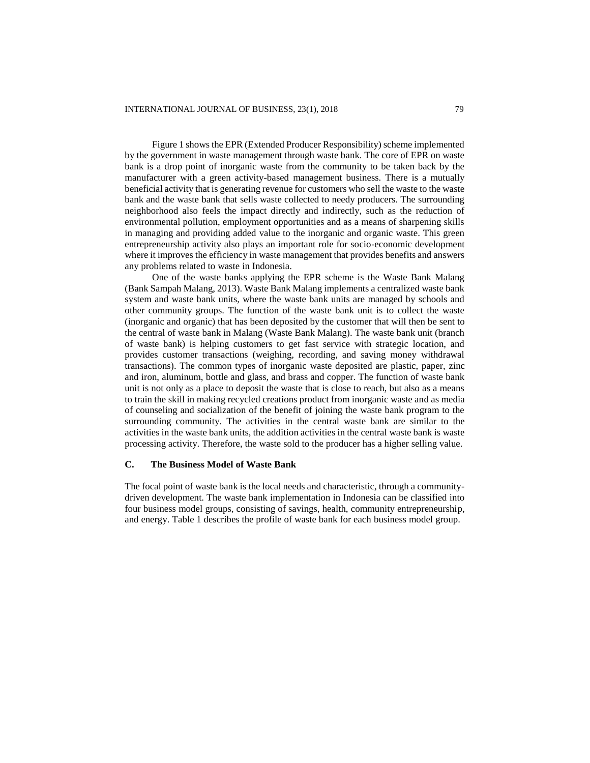Figure 1 shows the EPR (Extended Producer Responsibility) scheme implemented by the government in waste management through waste bank. The core of EPR on waste bank is a drop point of inorganic waste from the community to be taken back by the manufacturer with a green activity-based management business. There is a mutually beneficial activity that is generating revenue for customers who sell the waste to the waste bank and the waste bank that sells waste collected to needy producers. The surrounding neighborhood also feels the impact directly and indirectly, such as the reduction of environmental pollution, employment opportunities and as a means of sharpening skills in managing and providing added value to the inorganic and organic waste. This green entrepreneurship activity also plays an important role for socio-economic development where it improves the efficiency in waste management that provides benefits and answers any problems related to waste in Indonesia.

One of the waste banks applying the EPR scheme is the Waste Bank Malang (Bank Sampah Malang, 2013). Waste Bank Malang implements a centralized waste bank system and waste bank units, where the waste bank units are managed by schools and other community groups. The function of the waste bank unit is to collect the waste (inorganic and organic) that has been deposited by the customer that will then be sent to the central of waste bank in Malang (Waste Bank Malang). The waste bank unit (branch of waste bank) is helping customers to get fast service with strategic location, and provides customer transactions (weighing, recording, and saving money withdrawal transactions). The common types of inorganic waste deposited are plastic, paper, zinc and iron, aluminum, bottle and glass, and brass and copper. The function of waste bank unit is not only as a place to deposit the waste that is close to reach, but also as a means to train the skill in making recycled creations product from inorganic waste and as media of counseling and socialization of the benefit of joining the waste bank program to the surrounding community. The activities in the central waste bank are similar to the activities in the waste bank units, the addition activities in the central waste bank is waste processing activity. Therefore, the waste sold to the producer has a higher selling value.

## C. The Business Model of Waste Bank

The focal point of waste bank is the local needs and characteristic, through a community-driven development. The waste bank implementation in Indonesia can be classified into four business model groups, consisting of savings, health, community entrepreneurship, and energy. Table 1 describes the profile of waste bank for each business model group.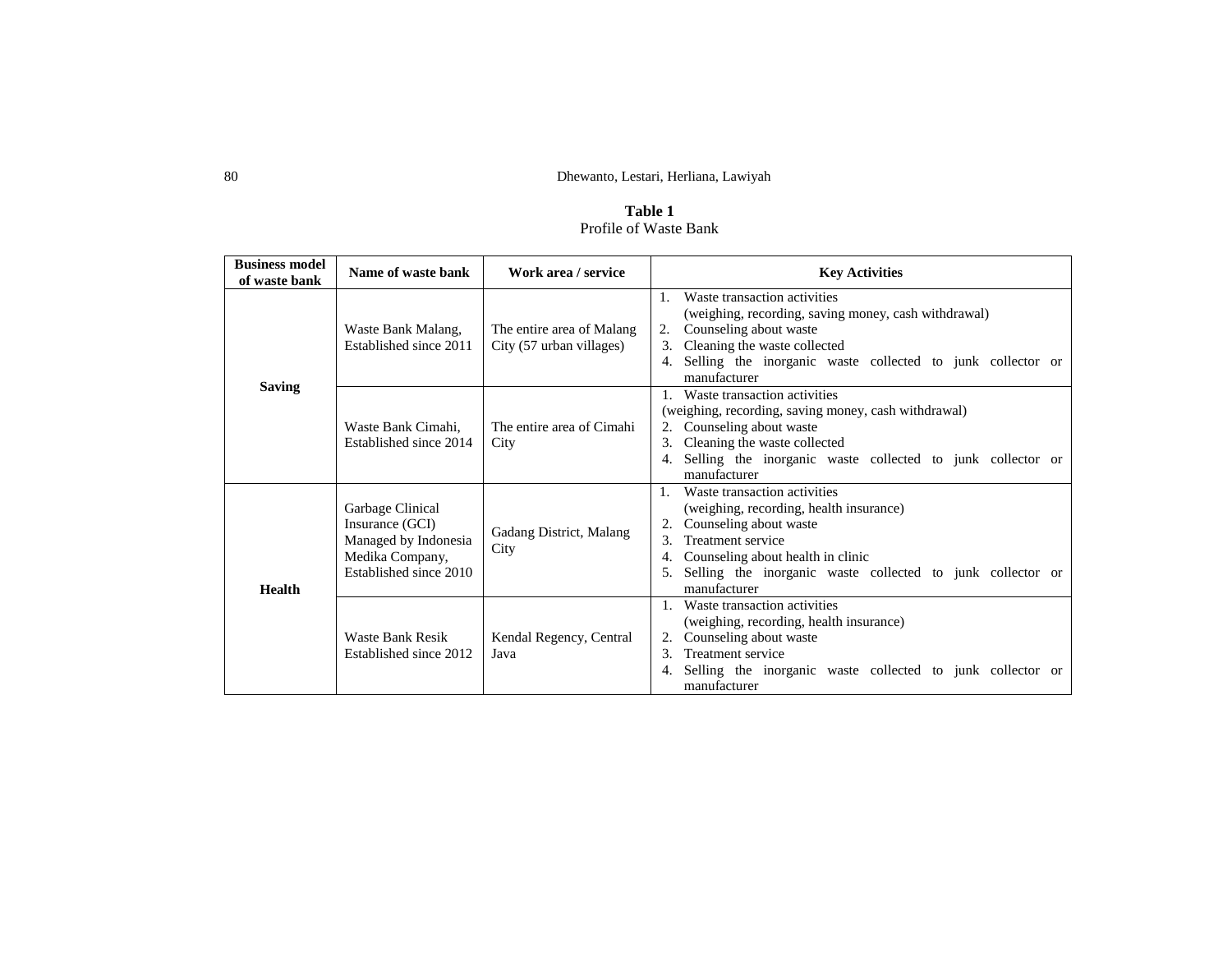**Table 1**
Profile of Waste Bank

| Business model of waste bank | Name of waste bank | Work area / service | Key Activities |
|---|---|---|---|
| Saving | Waste Bank Malang, Established since 2011 | The entire area of Malang City (57 urban villages) | 1. Waste transaction activities (weighing, recording, saving money, cash withdrawal) 2. Counseling about waste 3. Cleaning the waste collected 4. Selling the inorganic waste collected to junk collector or manufacturer |
| | Waste Bank Cimahi, Established since 2014 | The entire area of Cimahi City | 1. Waste transaction activities (weighing, recording, saving money, cash withdrawal) 2. Counseling about waste 3. Cleaning the waste collected 4. Selling the inorganic waste collected to junk collector or manufacturer |
| Health | Garbage Clinical Insurance (GCI) Managed by Indonesia Medika Company, Established since 2010 | Gadang District, Malang City | 1. Waste transaction activities (weighing, recording, health insurance) 2. Counseling about waste 3. Treatment service 4. Counseling about health in clinic 5. Selling the inorganic waste collected to junk collector or manufacturer |
| | Waste Bank Resik Established since 2012 | Kendal Regency, Central Java | 1. Waste transaction activities (weighing, recording, health insurance) 2. Counseling about waste 3. Treatment service 4. Selling the inorganic waste collected to junk collector or manufacturer |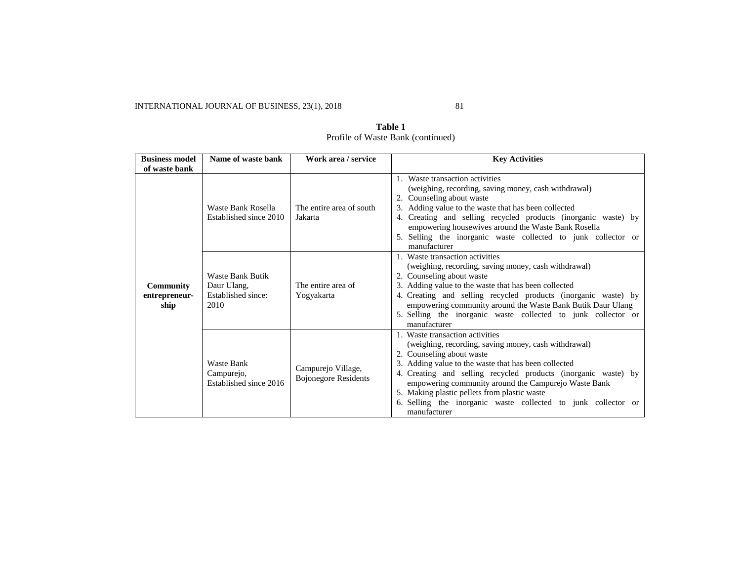**Table 1**
Profile of Waste Bank (continued)

| Business model of waste bank | Name of waste bank | Work area / service | Key Activities |
|---|---|---|---|
| **Community entrepreneur-ship** | Waste Bank Rosella Established since 2010 | The entire area of south Jakarta | 1. Waste transaction activities (weighing, recording, saving money, cash withdrawal)<br>2. Counseling about waste<br>3. Adding value to the waste that has been collected<br>4. Creating and selling recycled products (inorganic waste) by empowering housewives around the Waste Bank Rosella<br>5. Selling the inorganic waste collected to junk collector or manufacturer |
| | Waste Bank Butik Daur Ulang, Established since: 2010 | The entire area of Yogyakarta | 1. Waste transaction activities (weighing, recording, saving money, cash withdrawal)<br>2. Counseling about waste<br>3. Adding value to the waste that has been collected<br>4. Creating and selling recycled products (inorganic waste) by empowering community around the Waste Bank Butik Daur Ulang<br>5. Selling the inorganic waste collected to junk collector or manufacturer |
| | Waste Bank Campurejo, Established since 2016 | Campurejo Village, Bojonegore Residents | 1. Waste transaction activities (weighing, recording, saving money, cash withdrawal)<br>2. Counseling about waste<br>3. Adding value to the waste that has been collected<br>4. Creating and selling recycled products (inorganic waste) by empowering community around the Campurejo Waste Bank<br>5. Making plastic pellets from plastic waste<br>6. Selling the inorganic waste collected to junk collector or manufacturer |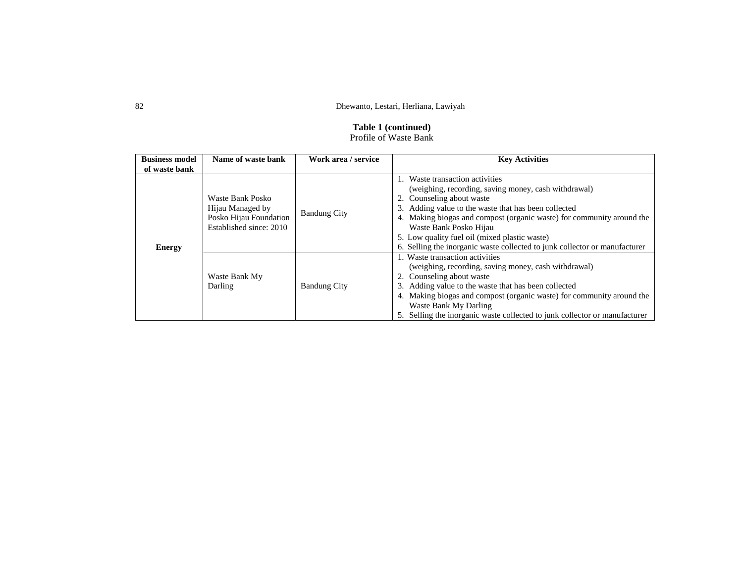**Table 1 (continued)**
Profile of Waste Bank

| Business model of waste bank | Name of waste bank | Work area / service | Key Activities |
|---|---|---|---|
| Energy | Waste Bank Posko Hijau Managed by Posko Hijau Foundation Established since: 2010 | Bandung City | 1. Waste transaction activities (weighing, recording, saving money, cash withdrawal)<br>2. Counseling about waste<br>3. Adding value to the waste that has been collected<br>4. Making biogas and compost (organic waste) for community around the Waste Bank Posko Hijau<br>5. Low quality fuel oil (mixed plastic waste)<br>6. Selling the inorganic waste collected to junk collector or manufacturer |
| | Waste Bank My Darling | Bandung City | 1. Waste transaction activities (weighing, recording, saving money, cash withdrawal)<br>2. Counseling about waste<br>3. Adding value to the waste that has been collected<br>4. Making biogas and compost (organic waste) for community around the Waste Bank My Darling<br>5. Selling the inorganic waste collected to junk collector or manufacturer |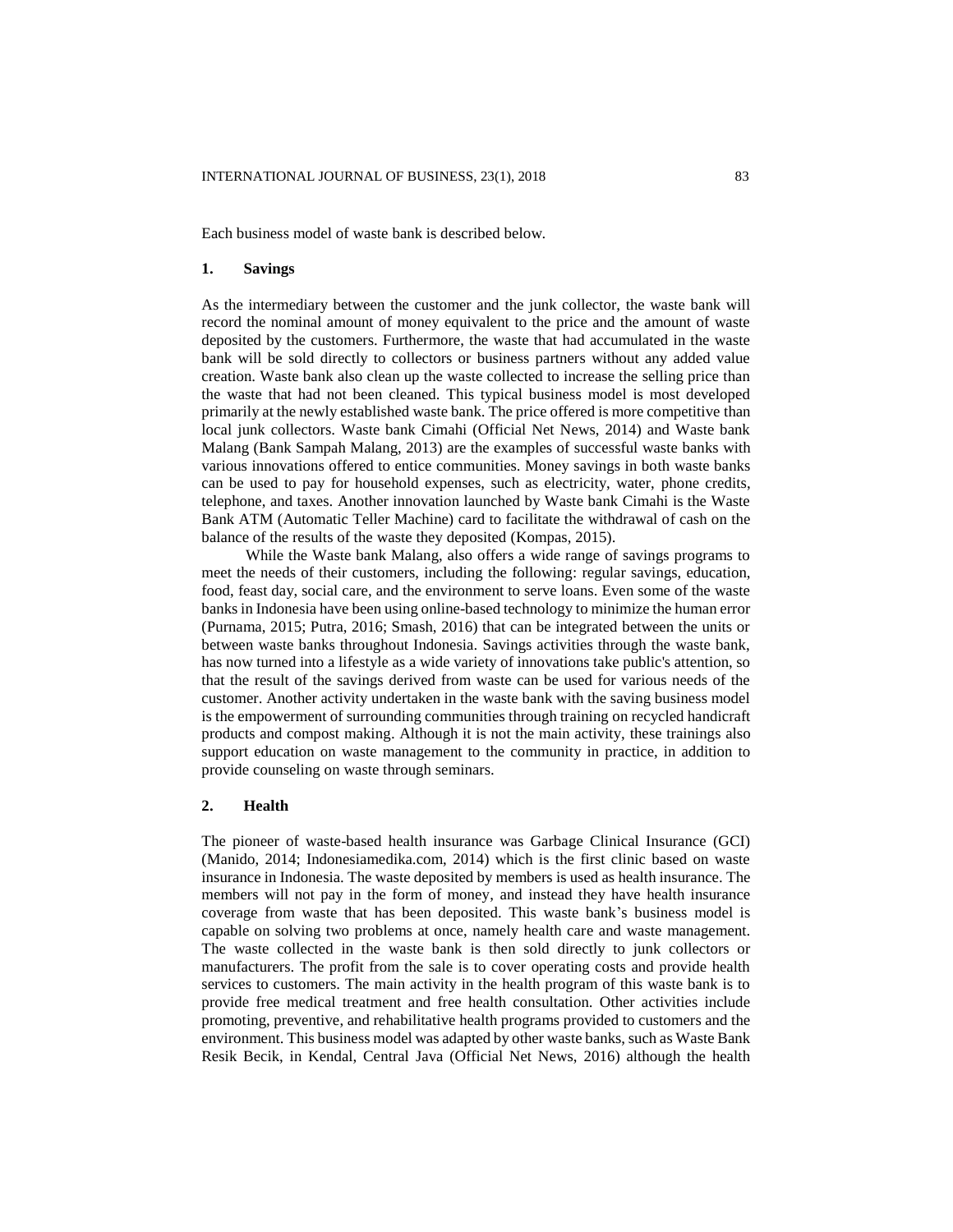Each business model of waste bank is described below.

## 1. Savings

As the intermediary between the customer and the junk collector, the waste bank will record the nominal amount of money equivalent to the price and the amount of waste deposited by the customers. Furthermore, the waste that had accumulated in the waste bank will be sold directly to collectors or business partners without any added value creation. Waste bank also clean up the waste collected to increase the selling price than the waste that had not been cleaned. This typical business model is most developed primarily at the newly established waste bank. The price offered is more competitive than local junk collectors. Waste bank Cimahi (Official Net News, 2014) and Waste bank Malang (Bank Sampah Malang, 2013) are the examples of successful waste banks with various innovations offered to entice communities. Money savings in both waste banks can be used to pay for household expenses, such as electricity, water, phone credits, telephone, and taxes. Another innovation launched by Waste bank Cimahi is the Waste Bank ATM (Automatic Teller Machine) card to facilitate the withdrawal of cash on the balance of the results of the waste they deposited (Kompas, 2015).

While the Waste bank Malang, also offers a wide range of savings programs to meet the needs of their customers, including the following: regular savings, education, food, feast day, social care, and the environment to serve loans. Even some of the waste banks in Indonesia have been using online-based technology to minimize the human error (Purnama, 2015; Putra, 2016; Smash, 2016) that can be integrated between the units or between waste banks throughout Indonesia. Savings activities through the waste bank, has now turned into a lifestyle as a wide variety of innovations take public's attention, so that the result of the savings derived from waste can be used for various needs of the customer. Another activity undertaken in the waste bank with the saving business model is the empowerment of surrounding communities through training on recycled handicraft products and compost making. Although it is not the main activity, these trainings also support education on waste management to the community in practice, in addition to provide counseling on waste through seminars.

## 2. Health

The pioneer of waste-based health insurance was Garbage Clinical Insurance (GCI) (Manido, 2014; Indonesiamedika.com, 2014) which is the first clinic based on waste insurance in Indonesia. The waste deposited by members is used as health insurance. The members will not pay in the form of money, and instead they have health insurance coverage from waste that has been deposited. This waste bank's business model is capable on solving two problems at once, namely health care and waste management. The waste collected in the waste bank is then sold directly to junk collectors or manufacturers. The profit from the sale is to cover operating costs and provide health services to customers. The main activity in the health program of this waste bank is to provide free medical treatment and free health consultation. Other activities include promoting, preventive, and rehabilitative health programs provided to customers and the environment. This business model was adapted by other waste banks, such as Waste Bank Resik Becik, in Kendal, Central Java (Official Net News, 2016) although the health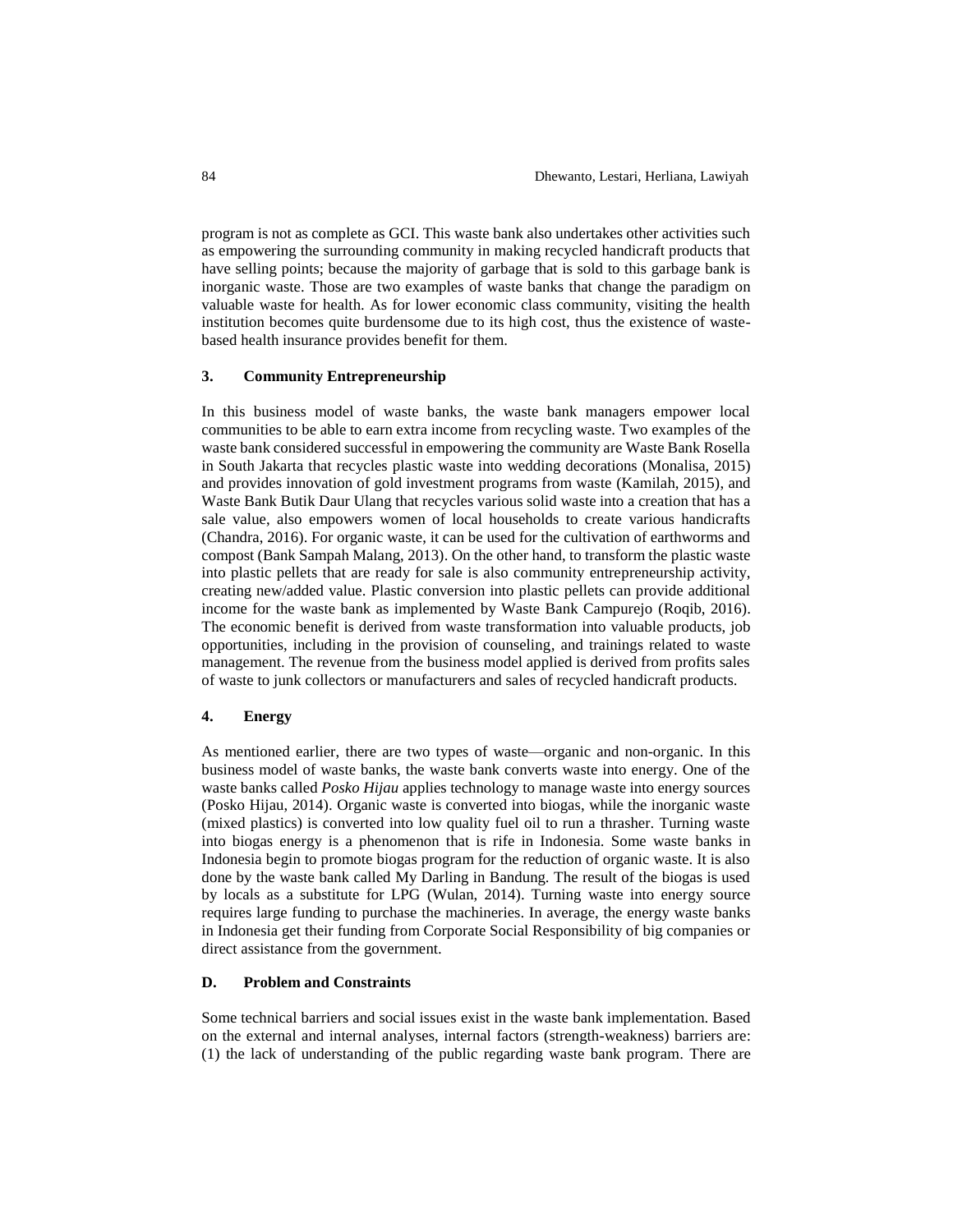program is not as complete as GCI. This waste bank also undertakes other activities such as empowering the surrounding community in making recycled handicraft products that have selling points; because the majority of garbage that is sold to this garbage bank is inorganic waste. Those are two examples of waste banks that change the paradigm on valuable waste for health. As for lower economic class community, visiting the health institution becomes quite burdensome due to its high cost, thus the existence of waste-based health insurance provides benefit for them.

### 3. Community Entrepreneurship

In this business model of waste banks, the waste bank managers empower local communities to be able to earn extra income from recycling waste. Two examples of the waste bank considered successful in empowering the community are Waste Bank Rosella in South Jakarta that recycles plastic waste into wedding decorations (Monalisa, 2015) and provides innovation of gold investment programs from waste (Kamilah, 2015), and Waste Bank Butik Daur Ulang that recycles various solid waste into a creation that has a sale value, also empowers women of local households to create various handicrafts (Chandra, 2016). For organic waste, it can be used for the cultivation of earthworms and compost (Bank Sampah Malang, 2013). On the other hand, to transform the plastic waste into plastic pellets that are ready for sale is also community entrepreneurship activity, creating new/added value. Plastic conversion into plastic pellets can provide additional income for the waste bank as implemented by Waste Bank Campurejo (Roqib, 2016). The economic benefit is derived from waste transformation into valuable products, job opportunities, including in the provision of counseling, and trainings related to waste management. The revenue from the business model applied is derived from profits sales of waste to junk collectors or manufacturers and sales of recycled handicraft products.

### 4. Energy

As mentioned earlier, there are two types of waste—organic and non-organic. In this business model of waste banks, the waste bank converts waste into energy. One of the waste banks called *Posko Hijau* applies technology to manage waste into energy sources (Posko Hijau, 2014). Organic waste is converted into biogas, while the inorganic waste (mixed plastics) is converted into low quality fuel oil to run a thrasher. Turning waste into biogas energy is a phenomenon that is rife in Indonesia. Some waste banks in Indonesia begin to promote biogas program for the reduction of organic waste. It is also done by the waste bank called My Darling in Bandung. The result of the biogas is used by locals as a substitute for LPG (Wulan, 2014). Turning waste into energy source requires large funding to purchase the machineries. In average, the energy waste banks in Indonesia get their funding from Corporate Social Responsibility of big companies or direct assistance from the government.

## D. Problem and Constraints

Some technical barriers and social issues exist in the waste bank implementation. Based on the external and internal analyses, internal factors (strength-weakness) barriers are: (1) the lack of understanding of the public regarding waste bank program. There are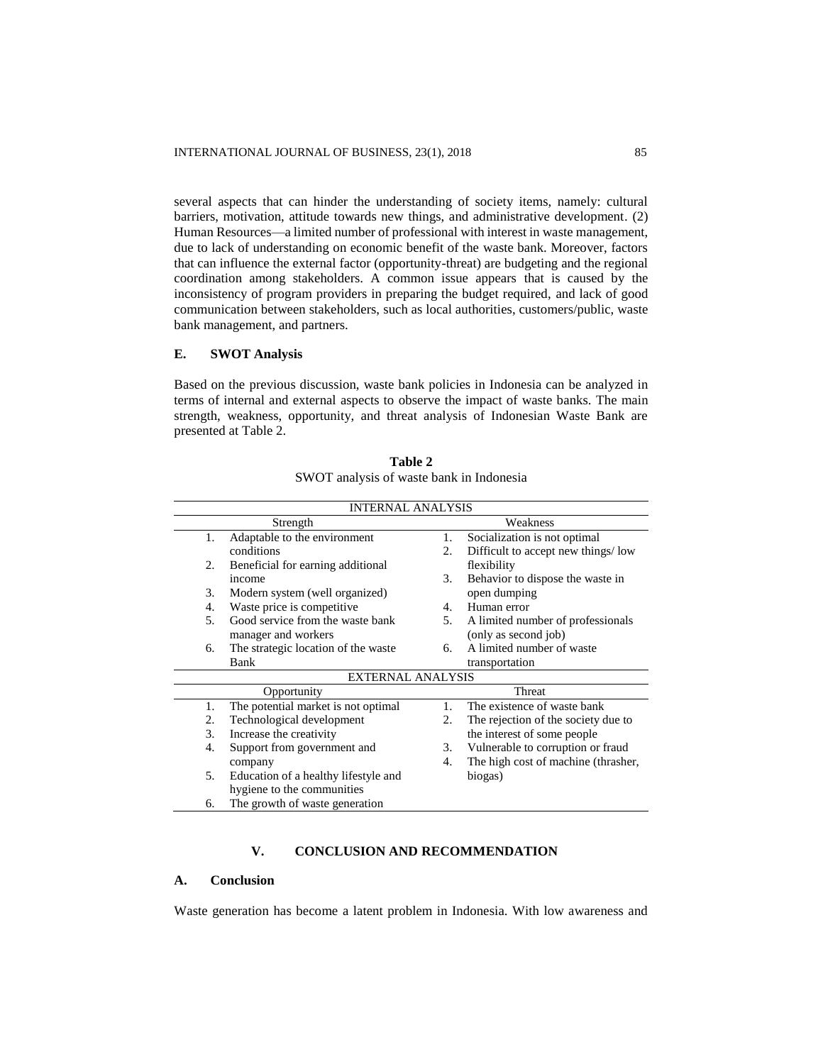several aspects that can hinder the understanding of society items, namely: cultural barriers, motivation, attitude towards new things, and administrative development. (2) Human Resources—a limited number of professional with interest in waste management, due to lack of understanding on economic benefit of the waste bank. Moreover, factors that can influence the external factor (opportunity-threat) are budgeting and the regional coordination among stakeholders. A common issue appears that is caused by the inconsistency of program providers in preparing the budget required, and lack of good communication between stakeholders, such as local authorities, customers/public, waste bank management, and partners.

### E. SWOT Analysis

Based on the previous discussion, waste bank policies in Indonesia can be analyzed in terms of internal and external aspects to observe the impact of waste banks. The main strength, weakness, opportunity, and threat analysis of Indonesian Waste Bank are presented at Table 2.

**Table 2**
SWOT analysis of waste bank in Indonesia

| INTERNAL ANALYSIS | |
|---|---|
| **Strength** | **Weakness** |
| 1. Adaptable to the environment conditions | 1. Socialization is not optimal |
| 2. Beneficial for earning additional income | 2. Difficult to accept new things/ low flexibility |
| 3. Modern system (well organized) | 3. Behavior to dispose the waste in open dumping |
| 4. Waste price is competitive | 4. Human error |
| 5. Good service from the waste bank manager and workers | 5. A limited number of professionals (only as second job) |
| 6. The strategic location of the waste Bank | 6. A limited number of waste transportation |
| **EXTERNAL ANALYSIS** | |
| **Opportunity** | **Threat** |
| 1. The potential market is not optimal | 1. The existence of waste bank |
| 2. Technological development | 2. The rejection of the society due to the interest of some people |
| 3. Increase the creativity | 3. Vulnerable to corruption or fraud |
| 4. Support from government and company | 4. The high cost of machine (thrasher, biogas) |
| 5. Education of a healthy lifestyle and hygiene to the communities | |
| 6. The growth of waste generation | |

## V. CONCLUSION AND RECOMMENDATION

### A. Conclusion

Waste generation has become a latent problem in Indonesia. With low awareness and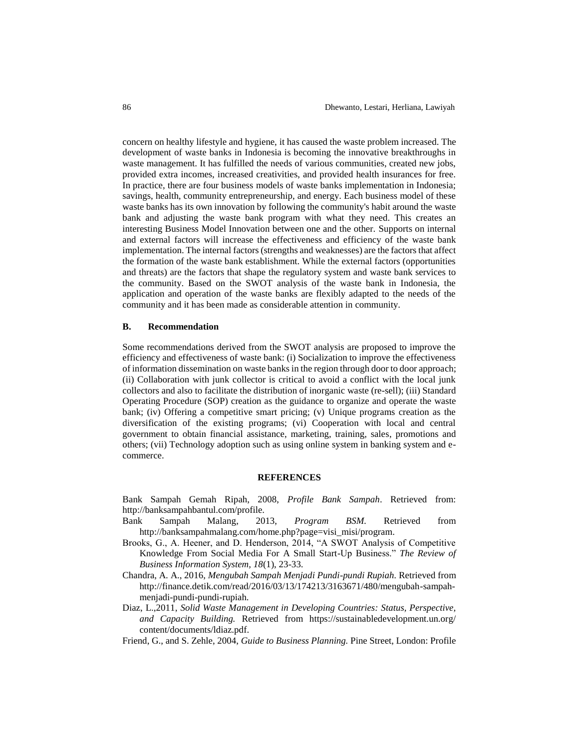concern on healthy lifestyle and hygiene, it has caused the waste problem increased. The development of waste banks in Indonesia is becoming the innovative breakthroughs in waste management. It has fulfilled the needs of various communities, created new jobs, provided extra incomes, increased creativities, and provided health insurances for free. In practice, there are four business models of waste banks implementation in Indonesia; savings, health, community entrepreneurship, and energy. Each business model of these waste banks has its own innovation by following the community's habit around the waste bank and adjusting the waste bank program with what they need. This creates an interesting Business Model Innovation between one and the other. Supports on internal and external factors will increase the effectiveness and efficiency of the waste bank implementation. The internal factors (strengths and weaknesses) are the factors that affect the formation of the waste bank establishment. While the external factors (opportunities and threats) are the factors that shape the regulatory system and waste bank services to the community. Based on the SWOT analysis of the waste bank in Indonesia, the application and operation of the waste banks are flexibly adapted to the needs of the community and it has been made as considerable attention in community.

## B. Recommendation

Some recommendations derived from the SWOT analysis are proposed to improve the efficiency and effectiveness of waste bank: (i) Socialization to improve the effectiveness of information dissemination on waste banks in the region through door to door approach; (ii) Collaboration with junk collector is critical to avoid a conflict with the local junk collectors and also to facilitate the distribution of inorganic waste (re-sell); (iii) Standard Operating Procedure (SOP) creation as the guidance to organize and operate the waste bank; (iv) Offering a competitive smart pricing; (v) Unique programs creation as the diversification of the existing programs; (vi) Cooperation with local and central government to obtain financial assistance, marketing, training, sales, promotions and others; (vii) Technology adoption such as using online system in banking system and e-commerce.

## REFERENCES

Bank Sampah Gemah Ripah, 2008, *Profile Bank Sampah*. Retrieved from: http://banksampahbantul.com/profile.

Bank Sampah Malang, 2013, *Program BSM*. Retrieved from http://banksampahmalang.com/home.php?page=visi_misi/program.

Brooks, G., A. Heener, and D. Henderson, 2014, "A SWOT Analysis of Competitive Knowledge From Social Media For A Small Start-Up Business." *The Review of Business Information System*, *18*(1), 23-33.

Chandra, A. A., 2016, *Mengubah Sampah Menjadi Pundi-pundi Rupiah*. Retrieved from http://finance.detik.com/read/2016/03/13/174213/3163671/480/mengubah-sampah-menjadi-pundi-pundi-rupiah.

Diaz, L.,2011, *Solid Waste Management in Developing Countries: Status, Perspective, and Capacity Building.* Retrieved from https://sustainabledevelopment.un.org/content/documents/ldiaz.pdf.

Friend, G., and S. Zehle, 2004, *Guide to Business Planning.* Pine Street, London: Profile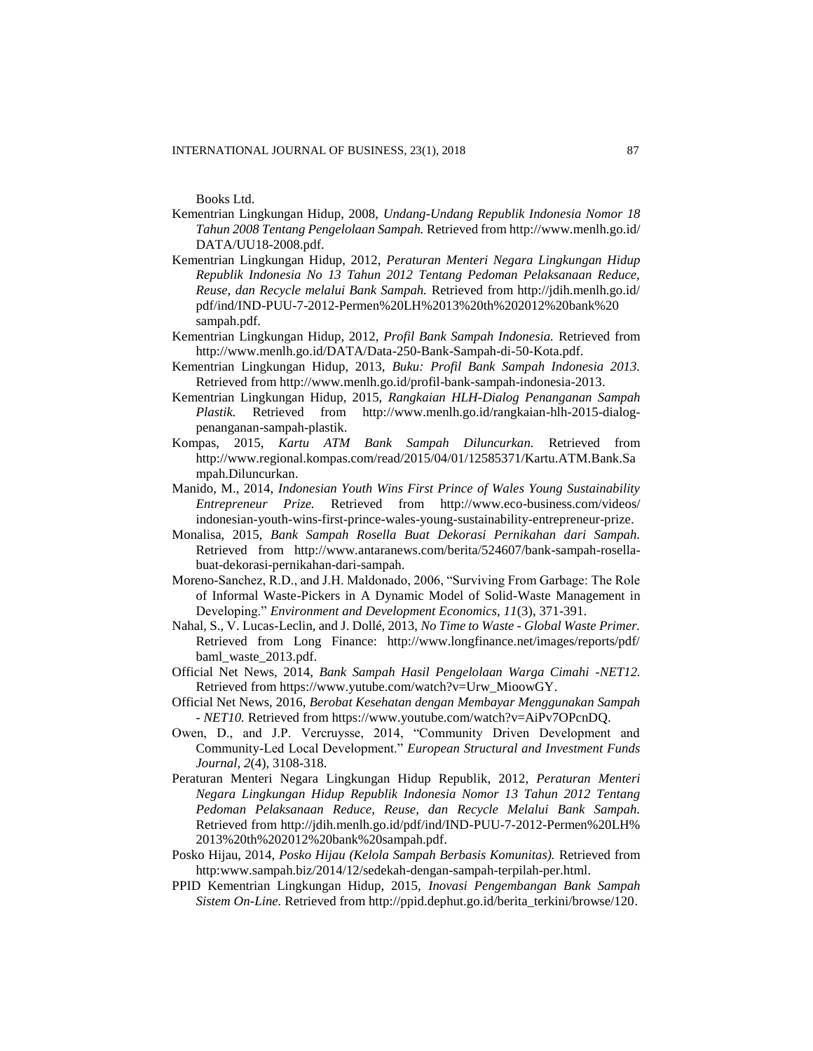Books Ltd.

Kementrian Lingkungan Hidup, 2008, *Undang-Undang Republik Indonesia Nomor 18 Tahun 2008 Tentang Pengelolaan Sampah.* Retrieved from http://www.menlh.go.id/DATA/UU18-2008.pdf.

Kementrian Lingkungan Hidup, 2012, *Peraturan Menteri Negara Lingkungan Hidup Republik Indonesia No 13 Tahun 2012 Tentang Pedoman Pelaksanaan Reduce, Reuse, dan Recycle melalui Bank Sampah.* Retrieved from http://jdih.menlh.go.id/pdf/ind/IND-PUU-7-2012-Permen%20LH%2013%20th%202012%20bank%20sampah.pdf.

Kementrian Lingkungan Hidup, 2012, *Profil Bank Sampah Indonesia.* Retrieved from http://www.menlh.go.id/DATA/Data-250-Bank-Sampah-di-50-Kota.pdf.

Kementrian Lingkungan Hidup, 2013, *Buku: Profil Bank Sampah Indonesia 2013.* Retrieved from http://www.menlh.go.id/profil-bank-sampah-indonesia-2013.

Kementrian Lingkungan Hidup, 2015, *Rangkaian HLH-Dialog Penanganan Sampah Plastik.* Retrieved from http://www.menlh.go.id/rangkaian-hlh-2015-dialog-penanganan-sampah-plastik.

Kompas, 2015, *Kartu ATM Bank Sampah Diluncurkan.* Retrieved from http://www.regional.kompas.com/read/2015/04/01/12585371/Kartu.ATM.Bank.Sampah.Diluncurkan.

Manido, M., 2014, *Indonesian Youth Wins First Prince of Wales Young Sustainability Entrepreneur Prize.* Retrieved from http://www.eco-business.com/videos/indonesian-youth-wins-first-prince-wales-young-sustainability-entrepreneur-prize.

Monalisa, 2015, *Bank Sampah Rosella Buat Dekorasi Pernikahan dari Sampah.* Retrieved from http://www.antaranews.com/berita/524607/bank-sampah-rosella-buat-dekorasi-pernikahan-dari-sampah.

Moreno-Sanchez, R.D., and J.H. Maldonado, 2006, "Surviving From Garbage: The Role of Informal Waste-Pickers in A Dynamic Model of Solid-Waste Management in Developing." *Environment and Development Economics, 11*(3), 371-391.

Nahal, S., V. Lucas-Leclin, and J. Dollé, 2013, *No Time to Waste - Global Waste Primer.* Retrieved from Long Finance: http://www.longfinance.net/images/reports/pdf/baml_waste_2013.pdf.

Official Net News, 2014, *Bank Sampah Hasil Pengelolaan Warga Cimahi -NET12.* Retrieved from https://www.yutube.com/watch?v=Urw_MioowGY.

Official Net News, 2016, *Berobat Kesehatan dengan Membayar Menggunakan Sampah - NET10.* Retrieved from https://www.youtube.com/watch?v=AiPv7OPcnDQ.

Owen, D., and J.P. Vercruysse, 2014, "Community Driven Development and Community-Led Local Development." *European Structural and Investment Funds Journal, 2*(4), 3108-318.

Peraturan Menteri Negara Lingkungan Hidup Republik, 2012, *Peraturan Menteri Negara Lingkungan Hidup Republik Indonesia Nomor 13 Tahun 2012 Tentang Pedoman Pelaksanaan Reduce, Reuse, dan Recycle Melalui Bank Sampah.* Retrieved from http://jdih.menlh.go.id/pdf/ind/IND-PUU-7-2012-Permen%20LH%2013%20th%202012%20bank%20sampah.pdf.

Posko Hijau, 2014, *Posko Hijau (Kelola Sampah Berbasis Komunitas).* Retrieved from http:www.sampah.biz/2014/12/sedekah-dengan-sampah-terpilah-per.html.

PPID Kementrian Lingkungan Hidup, 2015, *Inovasi Pengembangan Bank Sampah Sistem On-Line.* Retrieved from http://ppid.dephut.go.id/berita_terkini/browse/120.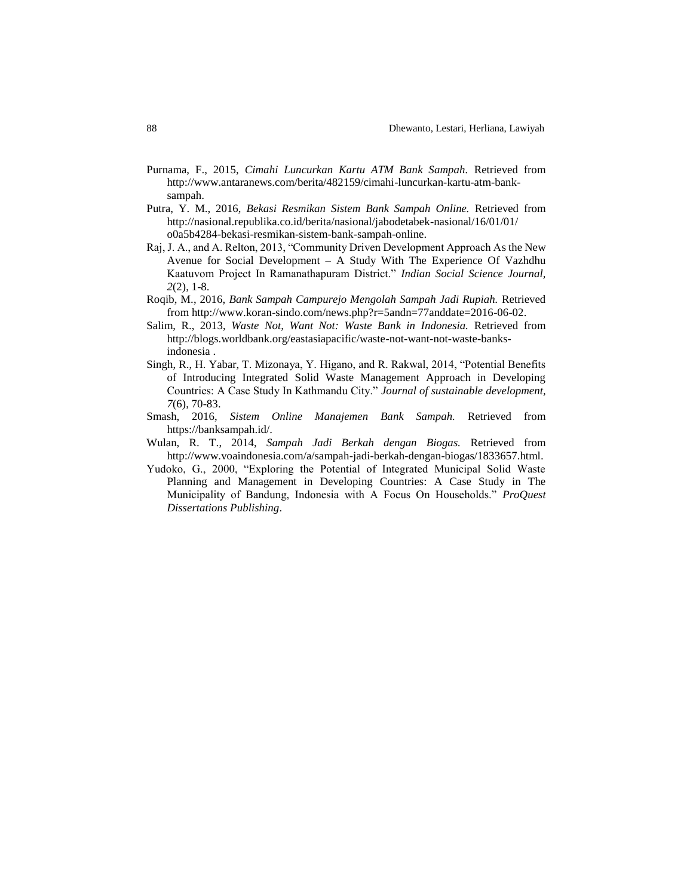Purnama, F., 2015, *Cimahi Luncurkan Kartu ATM Bank Sampah.* Retrieved from http://www.antaranews.com/berita/482159/cimahi-luncurkan-kartu-atm-bank-sampah.

Putra, Y. M., 2016, *Bekasi Resmikan Sistem Bank Sampah Online.* Retrieved from http://nasional.republika.co.id/berita/nasional/jabodetabek-nasional/16/01/01/o0a5b4284-bekasi-resmikan-sistem-bank-sampah-online.

Raj, J. A., and A. Relton, 2013, "Community Driven Development Approach As the New Avenue for Social Development – A Study With The Experience Of Vazhdhu Kaatuvom Project In Ramanathapuram District." *Indian Social Science Journal, 2*(2), 1-8.

Roqib, M., 2016, *Bank Sampah Campurejo Mengolah Sampah Jadi Rupiah.* Retrieved from http://www.koran-sindo.com/news.php?r=5andn=77anddate=2016-06-02.

Salim, R., 2013, *Waste Not, Want Not: Waste Bank in Indonesia.* Retrieved from http://blogs.worldbank.org/eastasiapacific/waste-not-want-not-waste-banks-indonesia .

Singh, R., H. Yabar, T. Mizonaya, Y. Higano, and R. Rakwal, 2014, "Potential Benefits of Introducing Integrated Solid Waste Management Approach in Developing Countries: A Case Study In Kathmandu City." *Journal of sustainable development, 7*(6), 70-83.

Smash, 2016, *Sistem Online Manajemen Bank Sampah.* Retrieved from https://banksampah.id/.

Wulan, R. T., 2014, *Sampah Jadi Berkah dengan Biogas.* Retrieved from http://www.voaindonesia.com/a/sampah-jadi-berkah-dengan-biogas/1833657.html.

Yudoko, G., 2000, "Exploring the Potential of Integrated Municipal Solid Waste Planning and Management in Developing Countries: A Case Study in The Municipality of Bandung, Indonesia with A Focus On Households." *ProQuest Dissertations Publishing*.